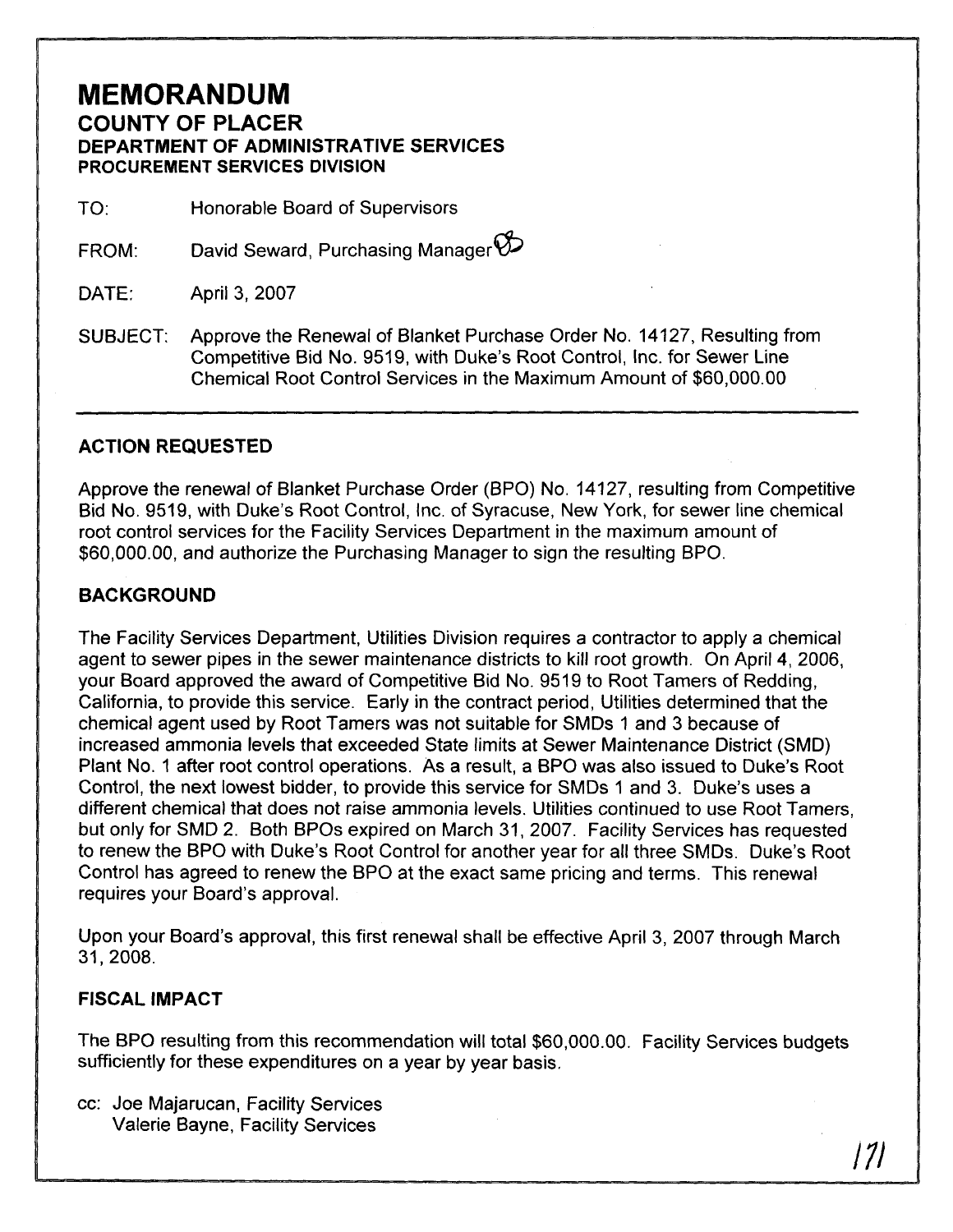# MEMORANDUM

## COUNTY OF PLACER

### DEPARTMENT OF ADMINISTRATIVE SERVICES

### PROCUREMENT SERVICES DIVISION

TO: Honorable Board of Supervisors

FROM: David Seward, Purchasing Manager

DATE: April 3, 2007

SUBJECT: Approve the Renewal of Blanket Purchase Order No. 14127, Resulting from Competitive Bid No. 9519, with Duke's Root Control, Inc. for Sewer Line Chemical Root Control Services in the Maximum Amount of $60,000.00

---

## ACTION REQUESTED

Approve the renewal of Blanket Purchase Order (BPO) No. 14127, resulting from Competitive Bid No. 9519, with Duke's Root Control, Inc. of Syracuse, New York, for sewer line chemical root control services for the Facility Services Department in the maximum amount of $60,000.00, and authorize the Purchasing Manager to sign the resulting BPO.

## BACKGROUND

The Facility Services Department, Utilities Division requires a contractor to apply a chemical agent to sewer pipes in the sewer maintenance districts to kill root growth. On April 4, 2006, your Board approved the award of Competitive Bid No. 9519 to Root Tamers of Redding, California, to provide this service. Early in the contract period, Utilities determined that the chemical agent used by Root Tamers was not suitable for SMDs 1 and 3 because of increased ammonia levels that exceeded State limits at Sewer Maintenance District (SMD) Plant No. 1 after root control operations. As a result, a BPO was also issued to Duke's Root Control, the next lowest bidder, to provide this service for SMDs 1 and 3. Duke's uses a different chemical that does not raise ammonia levels. Utilities continued to use Root Tamers, but only for SMD 2. Both BPOs expired on March 31, 2007. Facility Services has requested to renew the BPO with Duke's Root Control for another year for all three SMDs. Duke's Root Control has agreed to renew the BPO at the exact same pricing and terms. This renewal requires your Board's approval.

Upon your Board's approval, this first renewal shall be effective April 3, 2007 through March 31, 2008.

## FISCAL IMPACT

The BPO resulting from this recommendation will total $60,000.00. Facility Services budgets sufficiently for these expenditures on a year by year basis.

cc: Joe Majarucan, Facility Services
Valerie Bayne, Facility Services